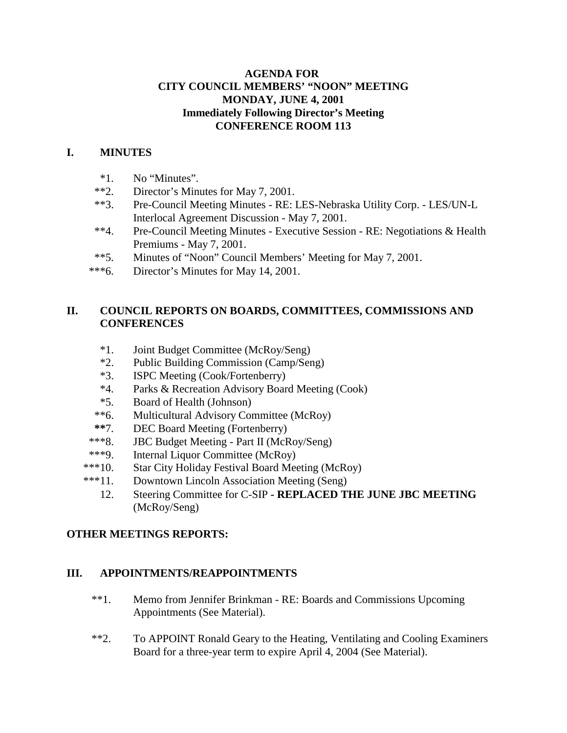**AGENDA FOR**
**CITY COUNCIL MEMBERS' "NOON" MEETING**
**MONDAY, JUNE 4, 2001**
**Immediately Following Director's Meeting**
**CONFERENCE ROOM 113**

## I. MINUTES

*1. No "Minutes".
**2. Director's Minutes for May 7, 2001.
**3. Pre-Council Meeting Minutes - RE: LES-Nebraska Utility Corp. - LES/UN-L Interlocal Agreement Discussion - May 7, 2001.
**4. Pre-Council Meeting Minutes - Executive Session - RE: Negotiations & Health Premiums - May 7, 2001.
**5. Minutes of "Noon" Council Members' Meeting for May 7, 2001.
***6. Director's Minutes for May 14, 2001.

## II. COUNCIL REPORTS ON BOARDS, COMMITTEES, COMMISSIONS AND CONFERENCES

*1. Joint Budget Committee (McRoy/Seng)
*2. Public Building Commission (Camp/Seng)
*3. ISPC Meeting (Cook/Fortenberry)
*4. Parks & Recreation Advisory Board Meeting (Cook)
*5. Board of Health (Johnson)
**6. Multicultural Advisory Committee (McRoy)
**7. DEC Board Meeting (Fortenberry)
***8. JBC Budget Meeting - Part II (McRoy/Seng)
***9. Internal Liquor Committee (McRoy)
***10. Star City Holiday Festival Board Meeting (McRoy)
***11. Downtown Lincoln Association Meeting (Seng)
12. Steering Committee for C-SIP **- REPLACED THE JUNE JBC MEETING** (McRoy/Seng)

**OTHER MEETINGS REPORTS:**

## III. APPOINTMENTS/REAPPOINTMENTS

**1. Memo from Jennifer Brinkman - RE: Boards and Commissions Upcoming Appointments (See Material).

**2. To APPOINT Ronald Geary to the Heating, Ventilating and Cooling Examiners Board for a three-year term to expire April 4, 2004 (See Material).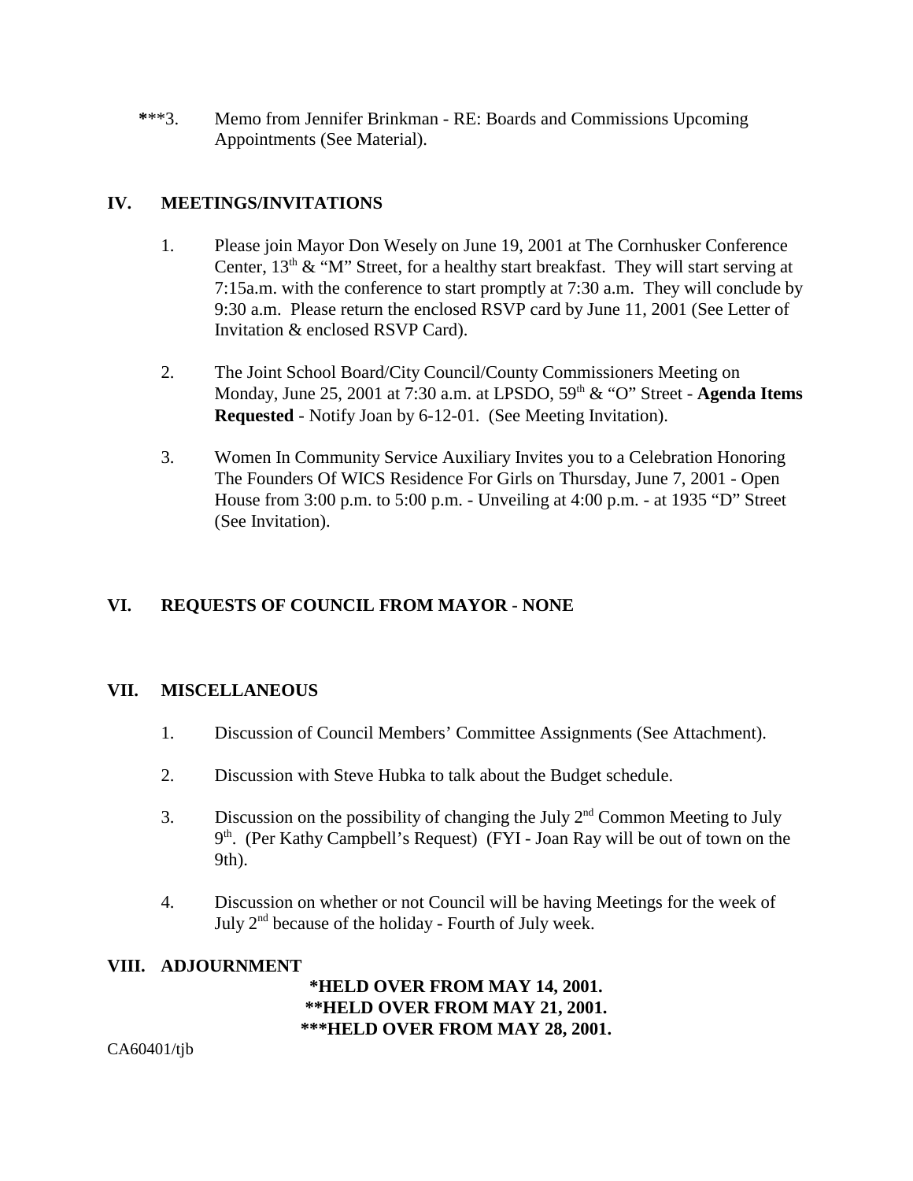***3. Memo from Jennifer Brinkman - RE: Boards and Commissions Upcoming Appointments (See Material).

## IV. MEETINGS/INVITATIONS

1. Please join Mayor Don Wesely on June 19, 2001 at The Cornhusker Conference Center, 13th & "M" Street, for a healthy start breakfast. They will start serving at 7:15a.m. with the conference to start promptly at 7:30 a.m. They will conclude by 9:30 a.m. Please return the enclosed RSVP card by June 11, 2001 (See Letter of Invitation & enclosed RSVP Card).

2. The Joint School Board/City Council/County Commissioners Meeting on Monday, June 25, 2001 at 7:30 a.m. at LPSDO, 59th & "O" Street - **Agenda Items Requested** - Notify Joan by 6-12-01. (See Meeting Invitation).

3. Women In Community Service Auxiliary Invites you to a Celebration Honoring The Founders Of WICS Residence For Girls on Thursday, June 7, 2001 - Open House from 3:00 p.m. to 5:00 p.m. - Unveiling at 4:00 p.m. - at 1935 "D" Street (See Invitation).

## VI. REQUESTS OF COUNCIL FROM MAYOR - NONE

## VII. MISCELLANEOUS

1. Discussion of Council Members' Committee Assignments (See Attachment).

2. Discussion with Steve Hubka to talk about the Budget schedule.

3. Discussion on the possibility of changing the July 2nd Common Meeting to July 9th. (Per Kathy Campbell's Request) (FYI - Joan Ray will be out of town on the 9th).

4. Discussion on whether or not Council will be having Meetings for the week of July 2nd because of the holiday - Fourth of July week.

## VIII. ADJOURNMENT

**\*HELD OVER FROM MAY 14, 2001.**
**\*\*HELD OVER FROM MAY 21, 2001.**
**\*\*\*HELD OVER FROM MAY 28, 2001.**

CA60401/tjb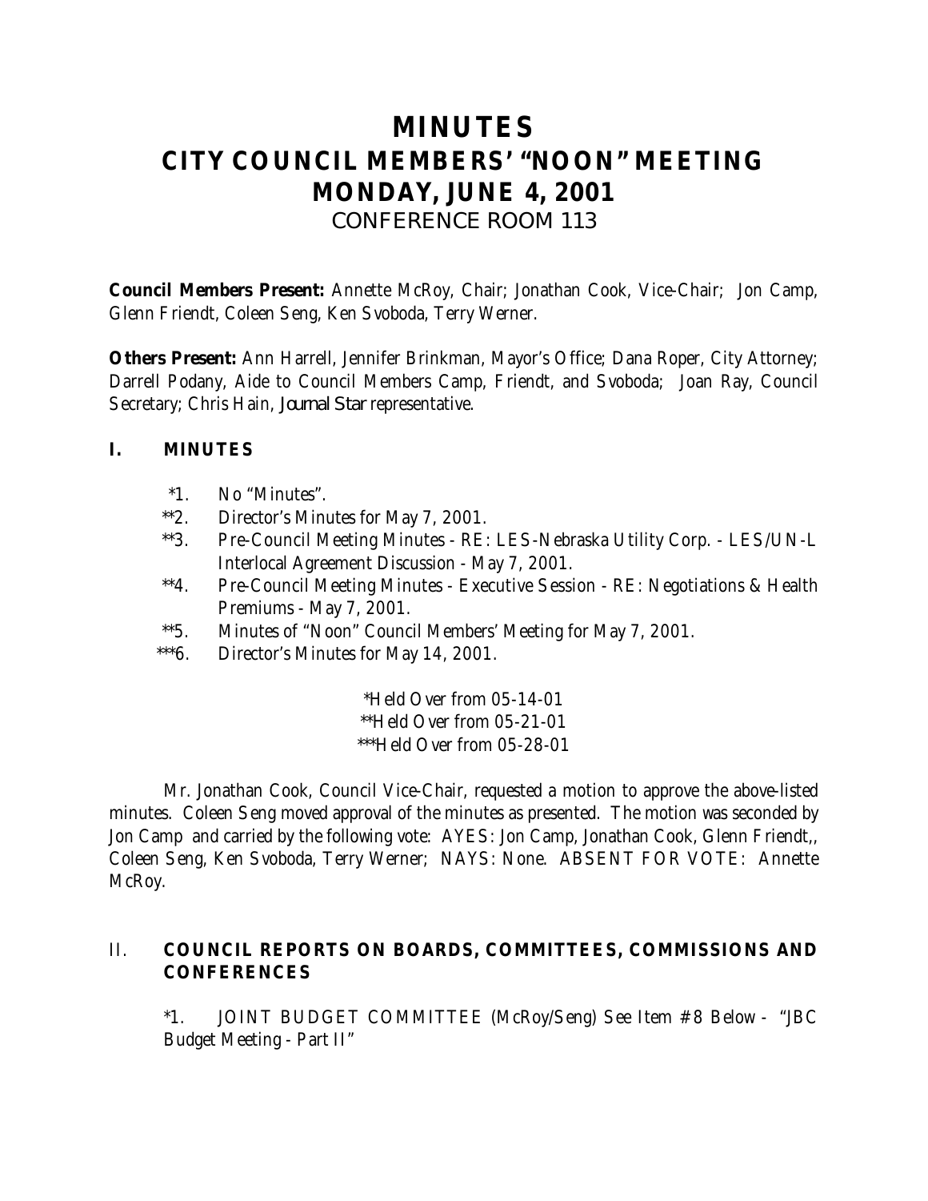# MINUTES
# CITY COUNCIL MEMBERS' "NOON" MEETING
# MONDAY, JUNE 4, 2001
## CONFERENCE ROOM 113

**Council Members Present:** Annette McRoy, Chair; Jonathan Cook, Vice-Chair; Jon Camp, Glenn Friendt, Coleen Seng, Ken Svoboda, Terry Werner.

**Others Present:** Ann Harrell, Jennifer Brinkman, Mayor's Office; Dana Roper, City Attorney; Darrell Podany, Aide to Council Members Camp, Friendt, and Svoboda; Joan Ray, Council Secretary; Chris Hain, *Journal Star* representative.

## I. MINUTES

*1. No "Minutes".
**2. Director's Minutes for May 7, 2001.
**3. Pre-Council Meeting Minutes - RE: LES-Nebraska Utility Corp. - LES/UN-L Interlocal Agreement Discussion - May 7, 2001.
**4. Pre-Council Meeting Minutes - Executive Session - RE: Negotiations & Health Premiums - May 7, 2001.
**5. Minutes of "Noon" Council Members' Meeting for May 7, 2001.
***6. Director's Minutes for May 14, 2001.

*Held Over from 05-14-01
**Held Over from 05-21-01
***Held Over from 05-28-01

Mr. Jonathan Cook, Council Vice-Chair, requested a motion to approve the above-listed minutes. Coleen Seng moved approval of the minutes as presented. The motion was seconded by Jon Camp and carried by the following vote: AYES: Jon Camp, Jonathan Cook, Glenn Friendt,, Coleen Seng, Ken Svoboda, Terry Werner; NAYS: None. ABSENT FOR VOTE: Annette McRoy.

## II. COUNCIL REPORTS ON BOARDS, COMMITTEES, COMMISSIONS AND CONFERENCES

*1. JOINT BUDGET COMMITTEE (McRoy/Seng) See Item # 8 Below - "JBC Budget Meeting - Part II"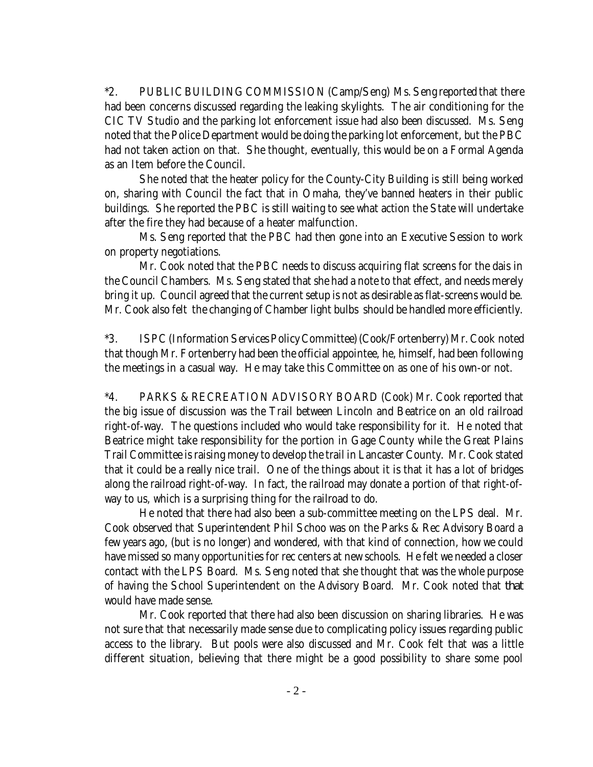*2. PUBLIC BUILDING COMMISSION (Camp/Seng) Ms. Seng reported that there had been concerns discussed regarding the leaking skylights. The air conditioning for the CIC TV Studio and the parking lot enforcement issue had also been discussed. Ms. Seng noted that the Police Department would be doing the parking lot enforcement, but the PBC had not taken action on that. She thought, eventually, this would be on a Formal Agenda as an Item before the Council.

She noted that the heater policy for the County-City Building is still being worked on, sharing with Council the fact that in Omaha, they've banned heaters in their public buildings. She reported the PBC is still waiting to see what action the State will undertake after the fire they had because of a heater malfunction.

Ms. Seng reported that the PBC had then gone into an Executive Session to work on property negotiations.

Mr. Cook noted that the PBC needs to discuss acquiring flat screens for the dais in the Council Chambers. Ms. Seng stated that she had a note to that effect, and needs merely bring it up. Council agreed that the current setup is not as desirable as flat-screens would be. Mr. Cook also felt the changing of Chamber light bulbs should be handled more efficiently.

*3. ISPC (Information Services Policy Committee) (Cook/Fortenberry) Mr. Cook noted that though Mr. Fortenberry had been the official appointee, he, himself, had been following the meetings in a casual way. He may take this Committee on as one of his own-or not.

*4. PARKS & RECREATION ADVISORY BOARD (Cook) Mr. Cook reported that the big issue of discussion was the Trail between Lincoln and Beatrice on an old railroad right-of-way. The questions included who would take responsibility for it. He noted that Beatrice might take responsibility for the portion in Gage County while the Great Plains Trail Committee is raising money to develop the trail in Lancaster County. Mr. Cook stated that it could be a really nice trail. One of the things about it is that it has a lot of bridges along the railroad right-of-way. In fact, the railroad may donate a portion of that right-of-way to us, which is a surprising thing for the railroad to do.

He noted that there had also been a sub-committee meeting on the LPS deal. Mr. Cook observed that Superintendent Phil Schoo was on the Parks & Rec Advisory Board a few years ago, (but is no longer) and wondered, with that kind of connection, how we could have missed so many opportunities for rec centers at new schools. He felt we needed a closer contact with the LPS Board. Ms. Seng noted that she thought that was the whole purpose of having the School Superintendent on the Advisory Board. Mr. Cook noted that *that* would have made sense.

Mr. Cook reported that there had also been discussion on sharing libraries. He was not sure that that necessarily made sense due to complicating policy issues regarding public access to the library. But pools were also discussed and Mr. Cook felt that was a little different situation, believing that there might be a good possibility to share some pool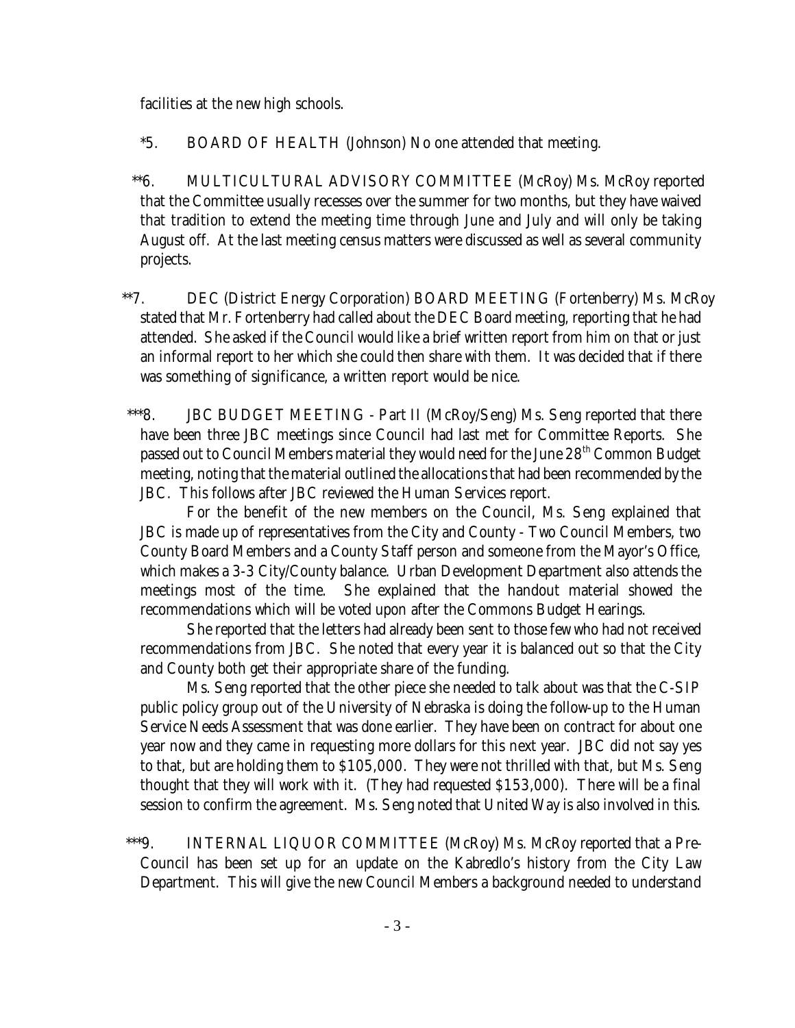facilities at the new high schools.

*5. BOARD OF HEALTH (Johnson) No one attended that meeting.

**6. MULTICULTURAL ADVISORY COMMITTEE (McRoy) Ms. McRoy reported that the Committee usually recesses over the summer for two months, but they have waived that tradition to extend the meeting time through June and July and will only be taking August off. At the last meeting census matters were discussed as well as several community projects.

**7. DEC (District Energy Corporation) BOARD MEETING (Fortenberry) Ms. McRoy stated that Mr. Fortenberry had called about the DEC Board meeting, reporting that he had attended. She asked if the Council would like a brief written report from him on that or just an informal report to her which she could then share with them. It was decided that if there was something of significance, a written report would be nice.

***8. JBC BUDGET MEETING - Part II (McRoy/Seng) Ms. Seng reported that there have been three JBC meetings since Council had last met for Committee Reports. She passed out to Council Members material they would need for the June 28th Common Budget meeting, noting that the material outlined the allocations that had been recommended by the JBC. This follows after JBC reviewed the Human Services report.

For the benefit of the new members on the Council, Ms. Seng explained that JBC is made up of representatives from the City and County - Two Council Members, two County Board Members and a County Staff person and someone from the Mayor's Office, which makes a 3-3 City/County balance. Urban Development Department also attends the meetings most of the time. She explained that the handout material showed the recommendations which will be voted upon after the Commons Budget Hearings.

She reported that the letters had already been sent to those few who had not received recommendations from JBC. She noted that every year it is balanced out so that the City and County both get their appropriate share of the funding.

Ms. Seng reported that the other piece she needed to talk about was that the C-SIP public policy group out of the University of Nebraska is doing the follow-up to the Human Service Needs Assessment that was done earlier. They have been on contract for about one year now and they came in requesting more dollars for this next year. JBC did not say yes to that, but are holding them to $105,000. They were not thrilled with that, but Ms. Seng thought that they will work with it. (They had requested $153,000). There will be a final session to confirm the agreement. Ms. Seng noted that United Way is also involved in this.

***9. INTERNAL LIQUOR COMMITTEE (McRoy) Ms. McRoy reported that a Pre-Council has been set up for an update on the Kabredlo's history from the City Law Department. This will give the new Council Members a background needed to understand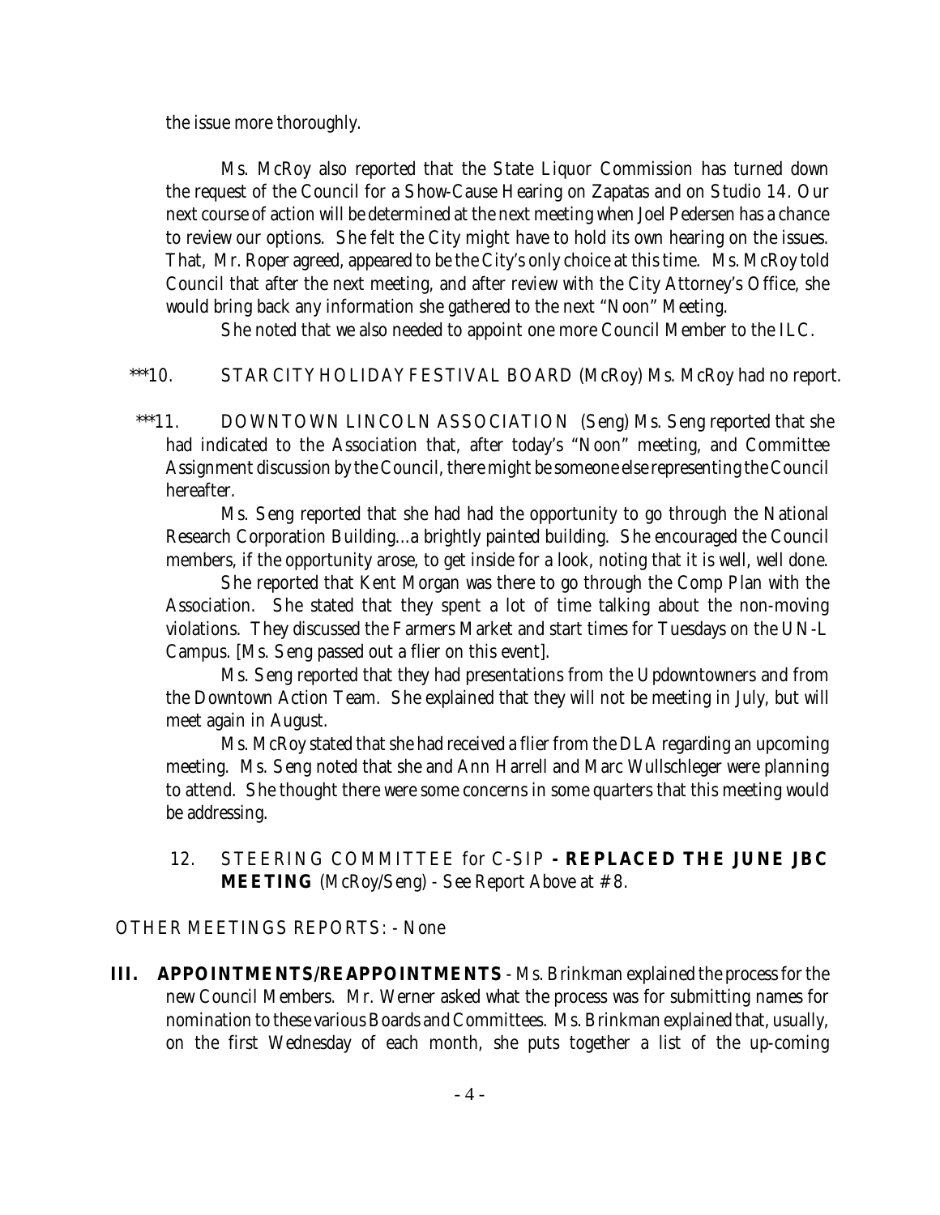the issue more thoroughly.

Ms. McRoy also reported that the State Liquor Commission has turned down the request of the Council for a Show-Cause Hearing on Zapatas and on Studio 14. Our next course of action will be determined at the next meeting when Joel Pedersen has a chance to review our options. She felt the City might have to hold its own hearing on the issues. That, Mr. Roper agreed, appeared to be the City's only choice at this time. Ms. McRoy told Council that after the next meeting, and after review with the City Attorney's Office, she would bring back any information she gathered to the next "Noon" Meeting.

She noted that we also needed to appoint one more Council Member to the ILC.

***10. STAR CITY HOLIDAY FESTIVAL BOARD (McRoy) Ms. McRoy had no report.

***11. DOWNTOWN LINCOLN ASSOCIATION (Seng) Ms. Seng reported that she had indicated to the Association that, after today's "Noon" meeting, and Committee Assignment discussion by the Council, there might be someone else representing the Council hereafter.

Ms. Seng reported that she had had the opportunity to go through the National Research Corporation Building...a brightly painted building. She encouraged the Council members, if the opportunity arose, to get inside for a look, noting that it is well, well done.

She reported that Kent Morgan was there to go through the Comp Plan with the Association. She stated that they spent a lot of time talking about the non-moving violations. They discussed the Farmers Market and start times for Tuesdays on the UN-L Campus. [Ms. Seng passed out a flier on this event].

Ms. Seng reported that they had presentations from the Updowntowners and from the Downtown Action Team. She explained that they will not be meeting in July, but will meet again in August.

Ms. McRoy stated that she had received a flier from the DLA regarding an upcoming meeting. Ms. Seng noted that she and Ann Harrell and Marc Wullschleger were planning to attend. She thought there were some concerns in some quarters that this meeting would be addressing.

12. STEERING COMMITTEE for C-SIP **- REPLACED THE JUNE JBC MEETING** (McRoy/Seng) - See Report Above at # 8.

OTHER MEETINGS REPORTS: - None

**III. APPOINTMENTS/REAPPOINTMENTS** - Ms. Brinkman explained the process for the new Council Members. Mr. Werner asked what the process was for submitting names for nomination to these various Boards and Committees. Ms. Brinkman explained that, usually, on the first Wednesday of each month, she puts together a list of the up-coming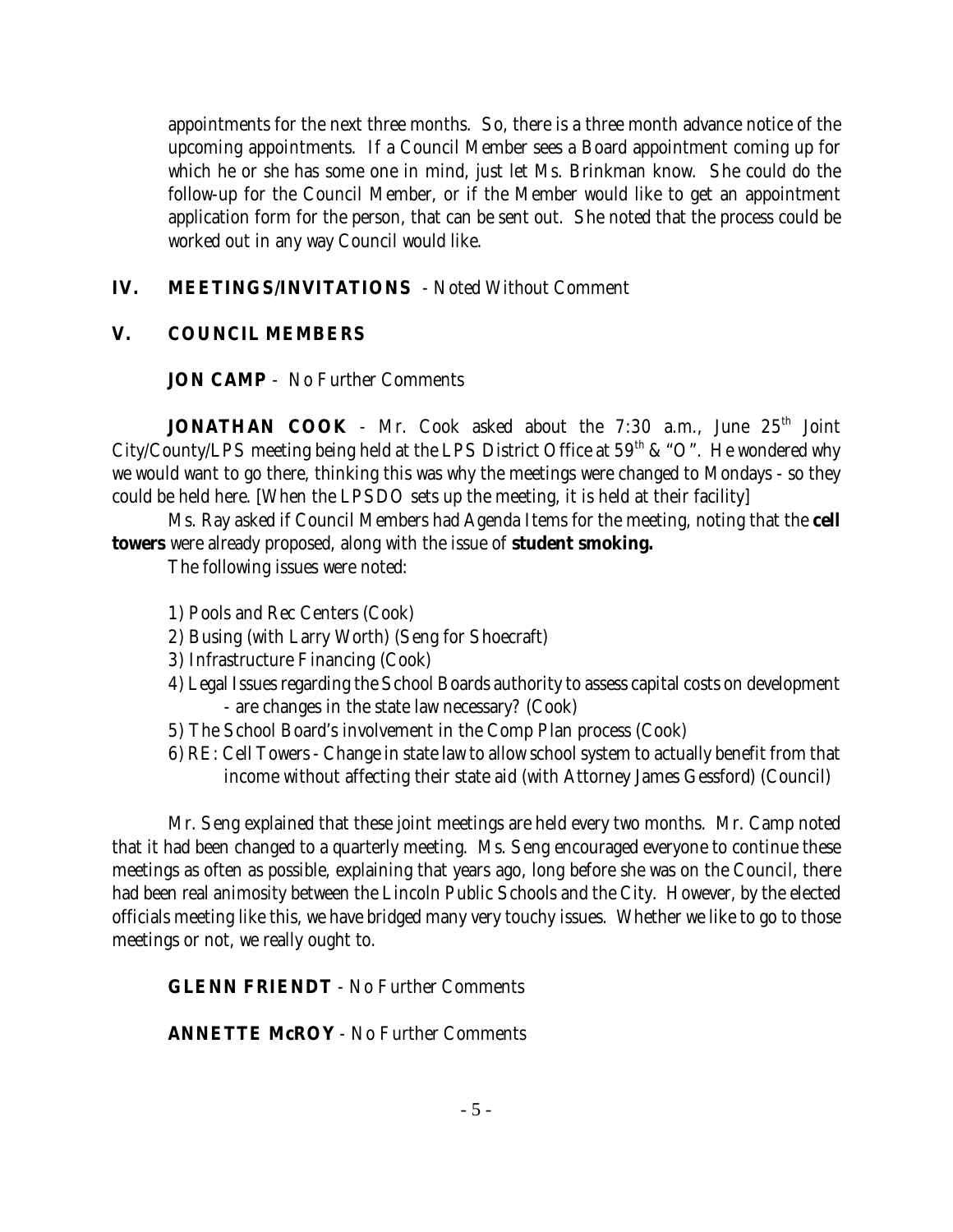appointments for the next three months. So, there is a three month advance notice of the upcoming appointments. If a Council Member sees a Board appointment coming up for which he or she has some one in mind, just let Ms. Brinkman know. She could do the follow-up for the Council Member, or if the Member would like to get an appointment application form for the person, that can be sent out. She noted that the process could be worked out in any way Council would like.

**IV. MEETINGS/INVITATIONS** - Noted Without Comment

**V. COUNCIL MEMBERS**

**JON CAMP** - No Further Comments

**JONATHAN COOK** - Mr. Cook asked about the 7:30 a.m., June 25th Joint City/County/LPS meeting being held at the LPS District Office at 59th & "O". He wondered why we would want to go there, thinking this was why the meetings were changed to Mondays - so they could be held here. [When the LPSDO sets up the meeting, it is held at their facility]

Ms. Ray asked if Council Members had Agenda Items for the meeting, noting that the **cell towers** were already proposed, along with the issue of **student smoking.**

The following issues were noted:

1) Pools and Rec Centers (Cook)
2) Busing (with Larry Worth) (Seng for Shoecraft)
3) Infrastructure Financing (Cook)
4) Legal Issues regarding the School Boards authority to assess capital costs on development - are changes in the state law necessary? (Cook)
5) The School Board's involvement in the Comp Plan process (Cook)
6) RE: Cell Towers - Change in state law to allow school system to actually benefit from that income without affecting their state aid (with Attorney James Gessford) (Council)

Mr. Seng explained that these joint meetings are held every two months. Mr. Camp noted that it had been changed to a quarterly meeting. Ms. Seng encouraged everyone to continue these meetings as often as possible, explaining that years ago, long before she was on the Council, there had been real animosity between the Lincoln Public Schools and the City. However, by the elected officials meeting like this, we have bridged many very touchy issues. Whether we like to go to those meetings or not, we really ought to.

**GLENN FRIENDT** - No Further Comments

**ANNETTE McROY** - No Further Comments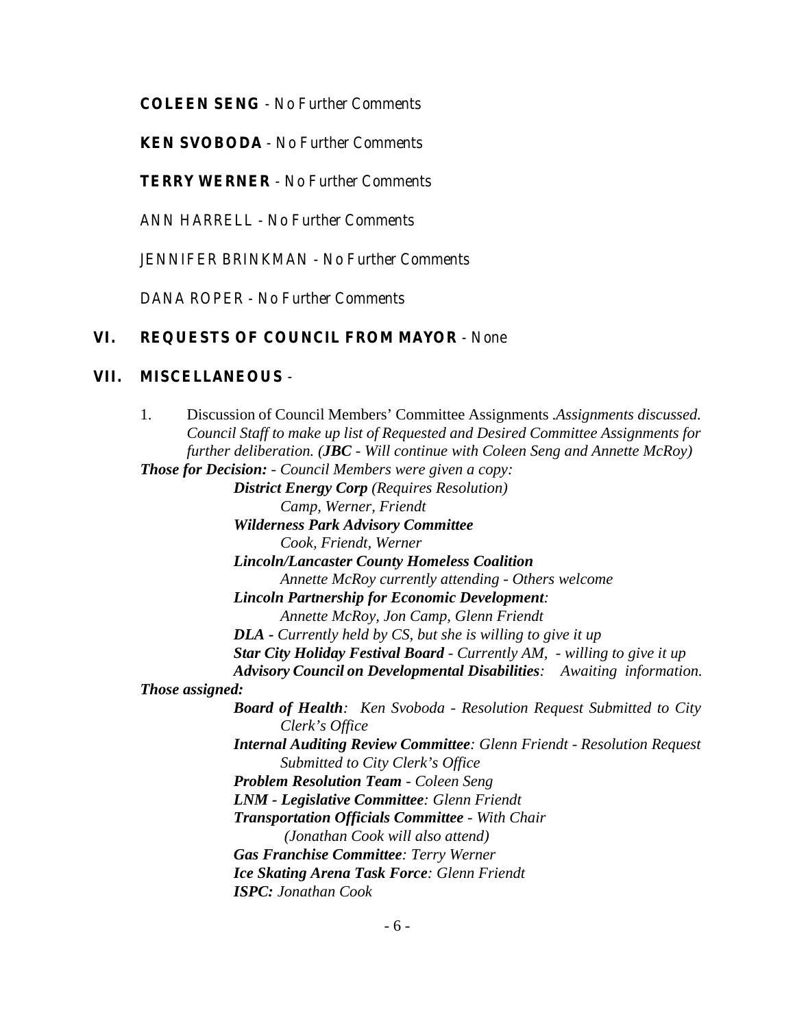**COLEEN SENG** - No Further Comments

**KEN SVOBODA** - No Further Comments

**TERRY WERNER** - No Further Comments

ANN HARRELL - No Further Comments

JENNIFER BRINKMAN - No Further Comments

DANA ROPER - No Further Comments

## VI. REQUESTS OF COUNCIL FROM MAYOR - None

## VII. MISCELLANEOUS -

1. Discussion of Council Members' Committee Assignments .*Assignments discussed. Council Staff to make up list of Requested and Desired Committee Assignments for further deliberation. (**JBC** - Will continue with Coleen Seng and Annette McRoy)*

***Those for Decision:*** *- Council Members were given a copy:*

- ***District Energy Corp*** *(Requires Resolution)*
  - *Camp, Werner, Friendt*
- ***Wilderness Park Advisory Committee***
  - *Cook, Friendt, Werner*
- ***Lincoln/Lancaster County Homeless Coalition***
  - *Annette McRoy currently attending - Others welcome*
- ***Lincoln Partnership for Economic Development****:*
  - *Annette McRoy, Jon Camp, Glenn Friendt*
- ***DLA*** *- Currently held by CS, but she is willing to give it up*
- ***Star City Holiday Festival Board*** *- Currently AM, - willing to give it up*
- ***Advisory Council on Developmental Disabilities****: Awaiting information.*

***Those assigned:***

- ***Board of Health****: Ken Svoboda - Resolution Request Submitted to City Clerk's Office*
- ***Internal Auditing Review Committee****: Glenn Friendt - Resolution Request Submitted to City Clerk's Office*
- ***Problem Resolution Team*** *- Coleen Seng*
- ***LNM - Legislative Committee****: Glenn Friendt*
- ***Transportation Officials Committee*** *- With Chair*
  - *(Jonathan Cook will also attend)*
- ***Gas Franchise Committee****: Terry Werner*
- ***Ice Skating Arena Task Force****: Glenn Friendt*
- ***ISPC:*** *Jonathan Cook*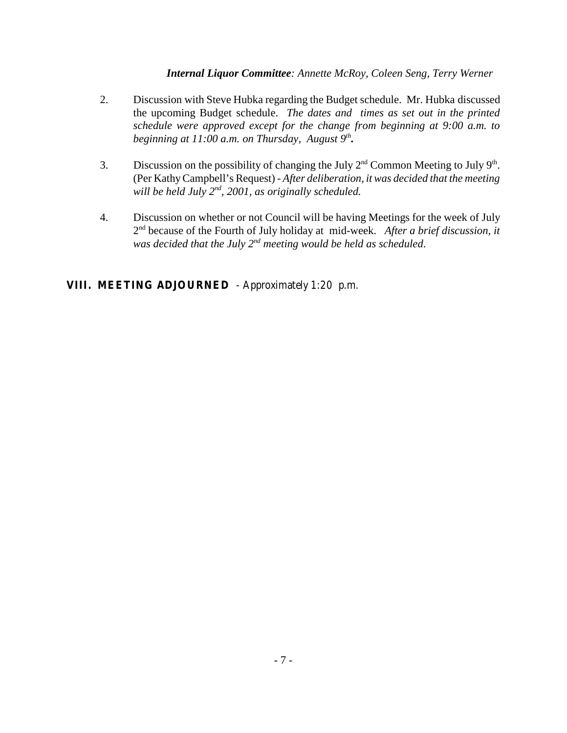***Internal Liquor Committee**: Annette McRoy, Coleen Seng, Terry Werner*

2. Discussion with Steve Hubka regarding the Budget schedule. Mr. Hubka discussed the upcoming Budget schedule. *The dates and times as set out in the printed schedule were approved except for the change from beginning at 9:00 a.m. to beginning at 11:00 a.m. on Thursday, August 9th.*

3. Discussion on the possibility of changing the July 2nd Common Meeting to July 9th. (Per Kathy Campbell's Request) - *After deliberation, it was decided that the meeting will be held July 2nd, 2001, as originally scheduled.*

4. Discussion on whether or not Council will be having Meetings for the week of July 2nd because of the Fourth of July holiday at mid-week. *After a brief discussion, it was decided that the July 2nd meeting would be held as scheduled.*

**VIII. MEETING ADJOURNED** - Approximately 1:20 p.m.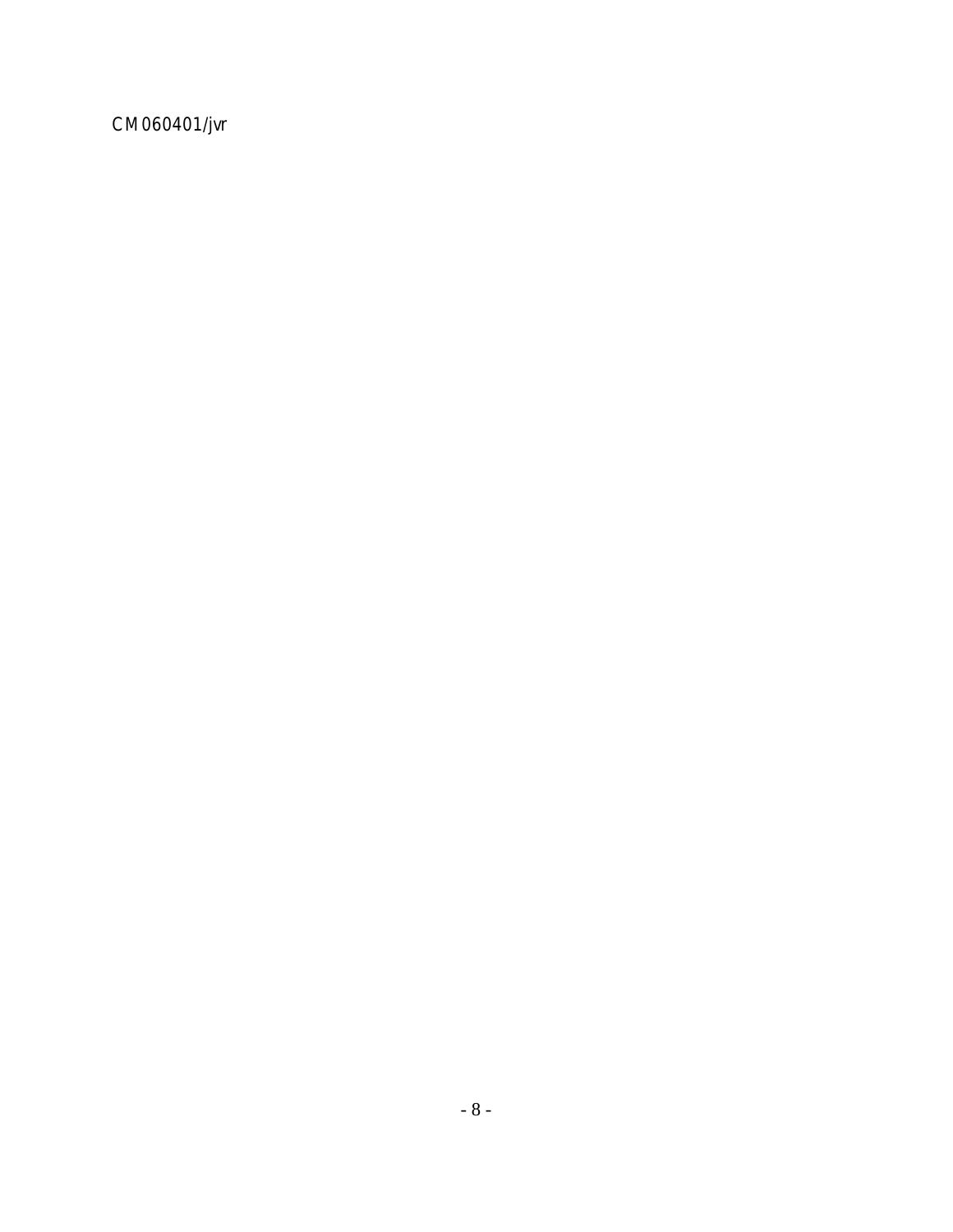CM060401/jvr